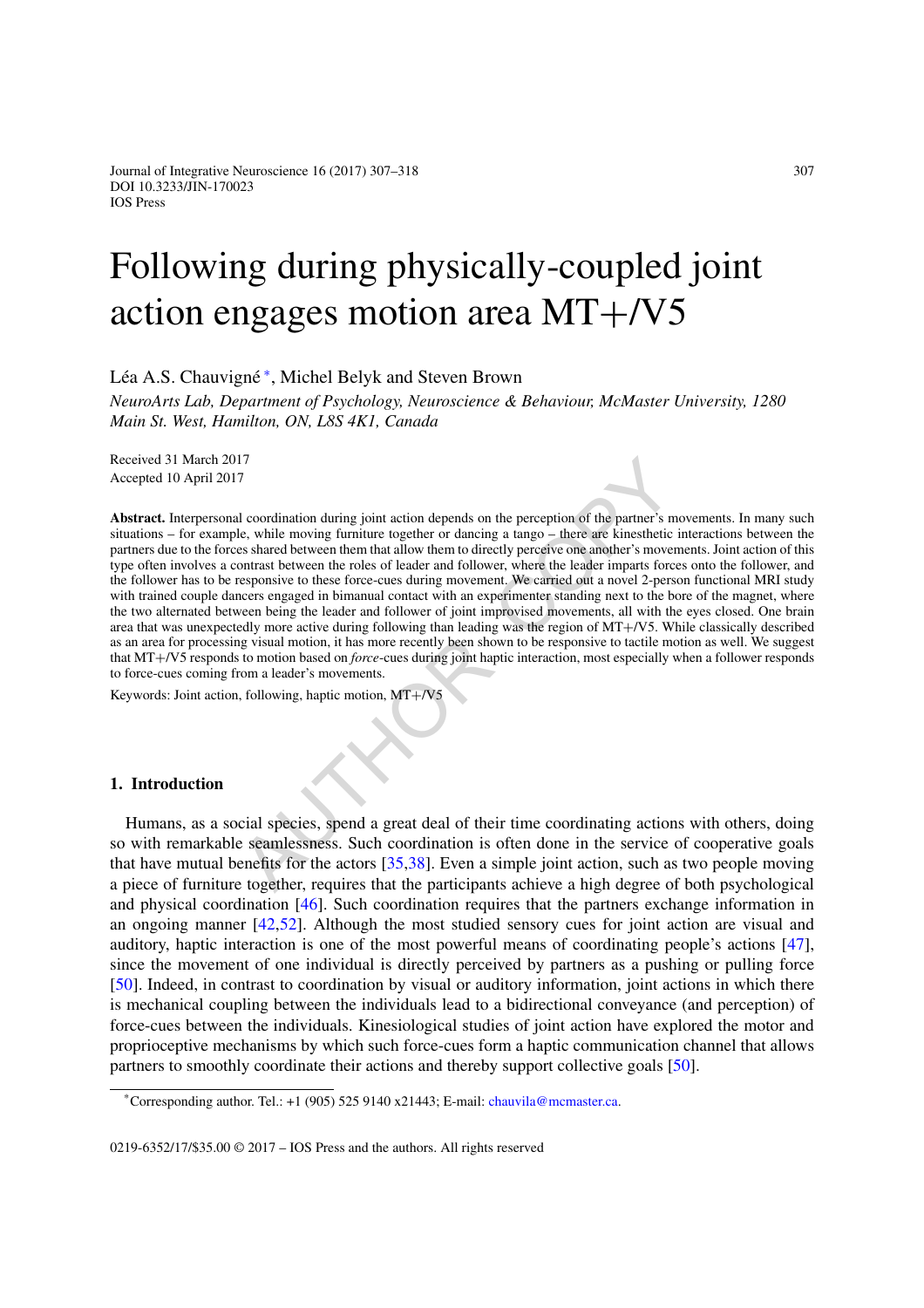# Following during physically-coupled joint action engages motion area MT+/V5

Léa A.S. Chauvigné [*], Michel Belyk and Steven Brown

*NeuroArts Lab, Department of Psychology, Neuroscience & Behaviour, McMaster University, 1280 Main St. West, Hamilton, ON, L8S 4K1, Canada*

Received 31 March 2017
Accepted 10 April 2017

**Abstract.** Interpersonal coordination during joint action depends on the perception of the partner's movements. In many such situations – for example, while moving furniture together or dancing a tango – there are kinesthetic interactions between the partners due to the forces shared between them that allow them to directly perceive one another's movements. Joint action of this type often involves a contrast between the roles of leader and follower, where the leader imparts forces onto the follower, and the follower has to be responsive to these force-cues during movement. We carried out a novel 2-person functional MRI study with trained couple dancers engaged in bimanual contact with an experimenter standing next to the bore of the magnet, where the two alternated between being the leader and follower of joint improvised movements, all with the eyes closed. One brain area that was unexpectedly more active during following than leading was the region of MT+/V5. While classically described as an area for processing visual motion, it has more recently been shown to be responsive to tactile motion as well. We suggest that MT+/V5 responds to motion based on *force*-cues during joint haptic interaction, most especially when a follower responds to force-cues coming from a leader's movements.

Keywords: Joint action, following, haptic motion, MT+/V5

## 1. Introduction

Humans, as a social species, spend a great deal of their time coordinating actions with others, doing so with remarkable seamlessness. Such coordination is often done in the service of cooperative goals that have mutual benefits for the actors [35,38]. Even a simple joint action, such as two people moving a piece of furniture together, requires that the participants achieve a high degree of both psychological and physical coordination [46]. Such coordination requires that the partners exchange information in an ongoing manner [42,52]. Although the most studied sensory cues for joint action are visual and auditory, haptic interaction is one of the most powerful means of coordinating people's actions [47], since the movement of one individual is directly perceived by partners as a pushing or pulling force [50]. Indeed, in contrast to coordination by visual or auditory information, joint actions in which there is mechanical coupling between the individuals lead to a bidirectional conveyance (and perception) of force-cues between the individuals. Kinesiological studies of joint action have explored the motor and proprioceptive mechanisms by which such force-cues form a haptic communication channel that allows partners to smoothly coordinate their actions and thereby support collective goals [50].

[*]Corresponding author. Tel.: +1 (905) 525 9140 x21443; E-mail: chauvila@mcmaster.ca.

0219-6352/17/$35.00 © 2017 – IOS Press and the authors. All rights reserved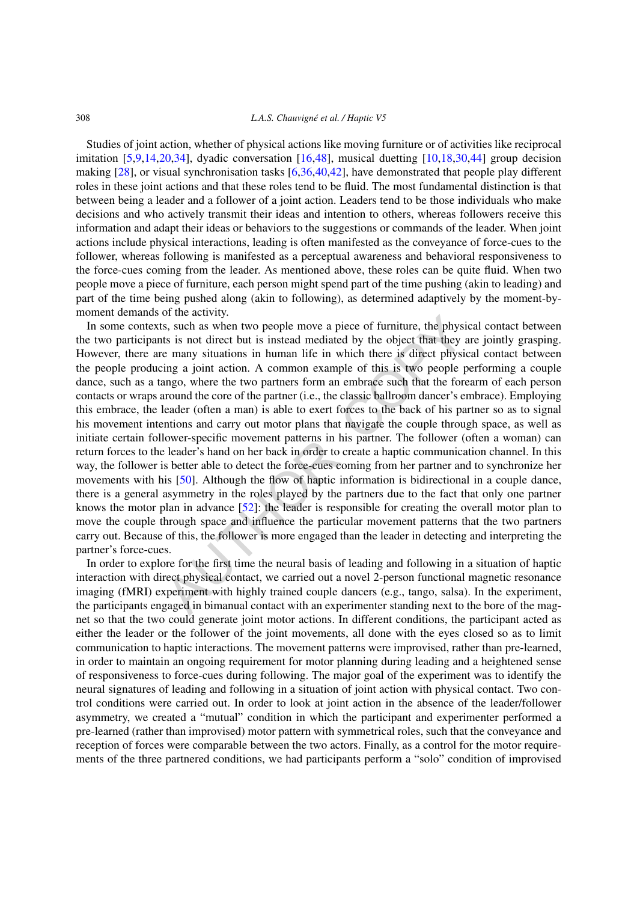Studies of joint action, whether of physical actions like moving furniture or of activities like reciprocal imitation [5,9,14,20,34], dyadic conversation [16,48], musical duetting [10,18,30,44] group decision making [28], or visual synchronisation tasks [6,36,40,42], have demonstrated that people play different roles in these joint actions and that these roles tend to be fluid. The most fundamental distinction is that between being a leader and a follower of a joint action. Leaders tend to be those individuals who make decisions and who actively transmit their ideas and intention to others, whereas followers receive this information and adapt their ideas or behaviors to the suggestions or commands of the leader. When joint actions include physical interactions, leading is often manifested as the conveyance of force-cues to the follower, whereas following is manifested as a perceptual awareness and behavioral responsiveness to the force-cues coming from the leader. As mentioned above, these roles can be quite fluid. When two people move a piece of furniture, each person might spend part of the time pushing (akin to leading) and part of the time being pushed along (akin to following), as determined adaptively by the moment-by-moment demands of the activity.

In some contexts, such as when two people move a piece of furniture, the physical contact between the two participants is not direct but is instead mediated by the object that they are jointly grasping. However, there are many situations in human life in which there is direct physical contact between the people producing a joint action. A common example of this is two people performing a couple dance, such as a tango, where the two partners form an embrace such that the forearm of each person contacts or wraps around the core of the partner (i.e., the classic ballroom dancer's embrace). Employing this embrace, the leader (often a man) is able to exert forces to the back of his partner so as to signal his movement intentions and carry out motor plans that navigate the couple through space, as well as initiate certain follower-specific movement patterns in his partner. The follower (often a woman) can return forces to the leader's hand on her back in order to create a haptic communication channel. In this way, the follower is better able to detect the force-cues coming from her partner and to synchronize her movements with his [50]. Although the flow of haptic information is bidirectional in a couple dance, there is a general asymmetry in the roles played by the partners due to the fact that only one partner knows the motor plan in advance [52]: the leader is responsible for creating the overall motor plan to move the couple through space and influence the particular movement patterns that the two partners carry out. Because of this, the follower is more engaged than the leader in detecting and interpreting the partner's force-cues.

In order to explore for the first time the neural basis of leading and following in a situation of haptic interaction with direct physical contact, we carried out a novel 2-person functional magnetic resonance imaging (fMRI) experiment with highly trained couple dancers (e.g., tango, salsa). In the experiment, the participants engaged in bimanual contact with an experimenter standing next to the bore of the magnet so that the two could generate joint motor actions. In different conditions, the participant acted as either the leader or the follower of the joint movements, all done with the eyes closed so as to limit communication to haptic interactions. The movement patterns were improvised, rather than pre-learned, in order to maintain an ongoing requirement for motor planning during leading and a heightened sense of responsiveness to force-cues during following. The major goal of the experiment was to identify the neural signatures of leading and following in a situation of joint action with physical contact. Two control conditions were carried out. In order to look at joint action in the absence of the leader/follower asymmetry, we created a "mutual" condition in which the participant and experimenter performed a pre-learned (rather than improvised) motor pattern with symmetrical roles, such that the conveyance and reception of forces were comparable between the two actors. Finally, as a control for the motor requirements of the three partnered conditions, we had participants perform a "solo" condition of improvised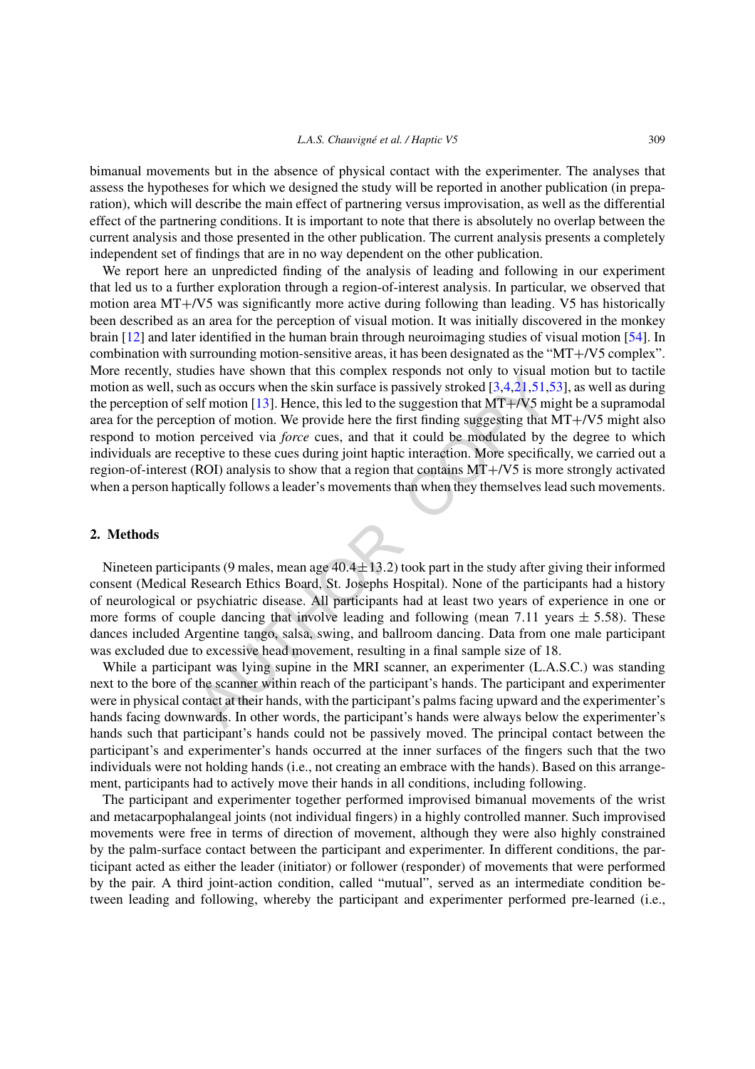bimanual movements but in the absence of physical contact with the experimenter. The analyses that assess the hypotheses for which we designed the study will be reported in another publication (in preparation), which will describe the main effect of partnering versus improvisation, as well as the differential effect of the partnering conditions. It is important to note that there is absolutely no overlap between the current analysis and those presented in the other publication. The current analysis presents a completely independent set of findings that are in no way dependent on the other publication.

We report here an unpredicted finding of the analysis of leading and following in our experiment that led us to a further exploration through a region-of-interest analysis. In particular, we observed that motion area MT+/V5 was significantly more active during following than leading. V5 has historically been described as an area for the perception of visual motion. It was initially discovered in the monkey brain [12] and later identified in the human brain through neuroimaging studies of visual motion [54]. In combination with surrounding motion-sensitive areas, it has been designated as the "MT+/V5 complex". More recently, studies have shown that this complex responds not only to visual motion but to tactile motion as well, such as occurs when the skin surface is passively stroked [3,4,21,51,53], as well as during the perception of self motion [13]. Hence, this led to the suggestion that MT+/V5 might be a supramodal area for the perception of motion. We provide here the first finding suggesting that MT+/V5 might also respond to motion perceived via *force* cues, and that it could be modulated by the degree to which individuals are receptive to these cues during joint haptic interaction. More specifically, we carried out a region-of-interest (ROI) analysis to show that a region that contains MT+/V5 is more strongly activated when a person haptically follows a leader's movements than when they themselves lead such movements.

## 2. Methods

Nineteen participants (9 males, mean age 40.4 ± 13.2) took part in the study after giving their informed consent (Medical Research Ethics Board, St. Josephs Hospital). None of the participants had a history of neurological or psychiatric disease. All participants had at least two years of experience in one or more forms of couple dancing that involve leading and following (mean 7.11 years ± 5.58). These dances included Argentine tango, salsa, swing, and ballroom dancing. Data from one male participant was excluded due to excessive head movement, resulting in a final sample size of 18.

While a participant was lying supine in the MRI scanner, an experimenter (L.A.S.C.) was standing next to the bore of the scanner within reach of the participant's hands. The participant and experimenter were in physical contact at their hands, with the participant's palms facing upward and the experimenter's hands facing downwards. In other words, the participant's hands were always below the experimenter's hands such that participant's hands could not be passively moved. The principal contact between the participant's and experimenter's hands occurred at the inner surfaces of the fingers such that the two individuals were not holding hands (i.e., not creating an embrace with the hands). Based on this arrangement, participants had to actively move their hands in all conditions, including following.

The participant and experimenter together performed improvised bimanual movements of the wrist and metacarpophalangeal joints (not individual fingers) in a highly controlled manner. Such improvised movements were free in terms of direction of movement, although they were also highly constrained by the palm-surface contact between the participant and experimenter. In different conditions, the participant acted as either the leader (initiator) or follower (responder) of movements that were performed by the pair. A third joint-action condition, called "mutual", served as an intermediate condition between leading and following, whereby the participant and experimenter performed pre-learned (i.e.,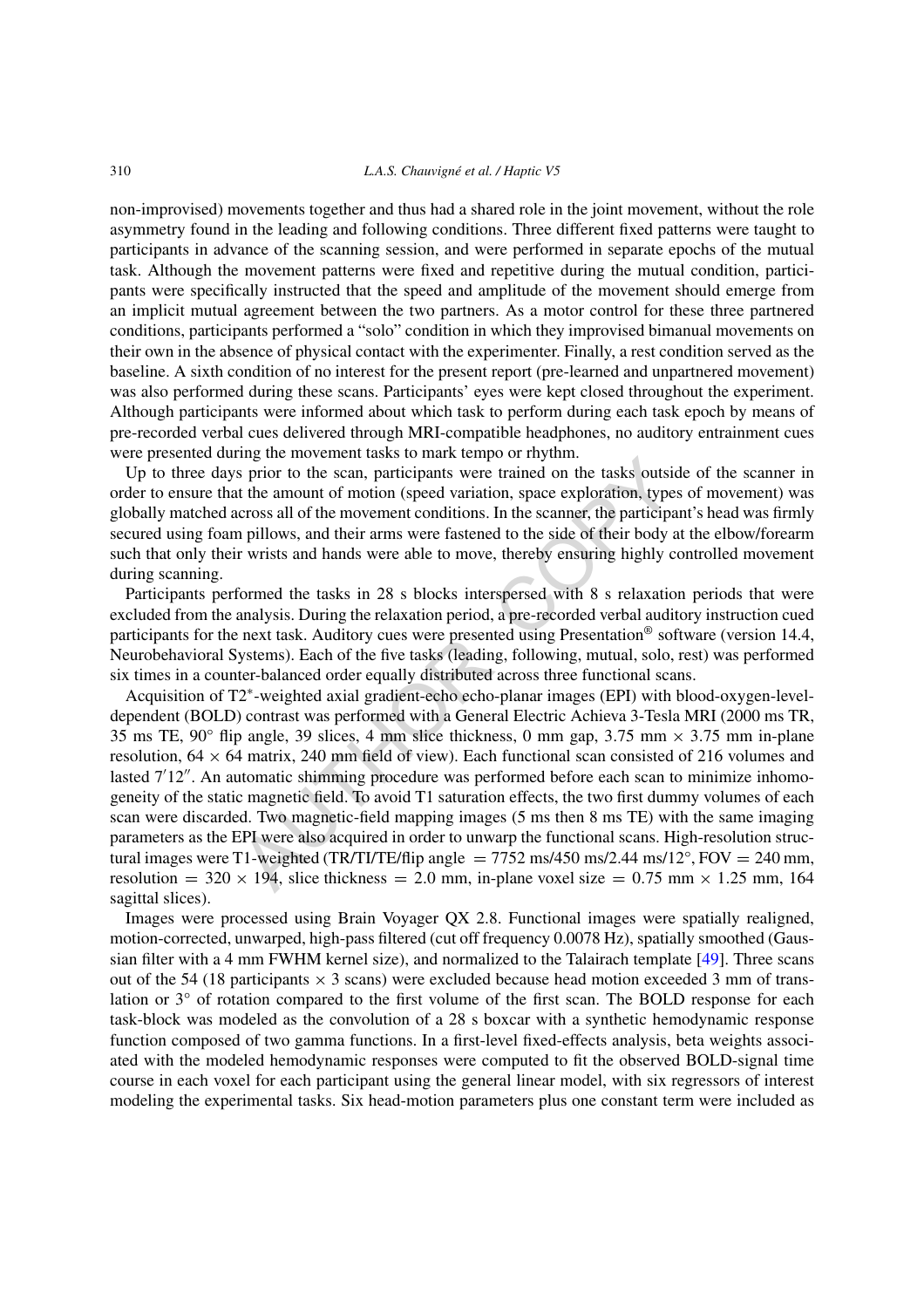non-improvised) movements together and thus had a shared role in the joint movement, without the role asymmetry found in the leading and following conditions. Three different fixed patterns were taught to participants in advance of the scanning session, and were performed in separate epochs of the mutual task. Although the movement patterns were fixed and repetitive during the mutual condition, participants were specifically instructed that the speed and amplitude of the movement should emerge from an implicit mutual agreement between the two partners. As a motor control for these three partnered conditions, participants performed a "solo" condition in which they improvised bimanual movements on their own in the absence of physical contact with the experimenter. Finally, a rest condition served as the baseline. A sixth condition of no interest for the present report (pre-learned and unpartnered movement) was also performed during these scans. Participants' eyes were kept closed throughout the experiment. Although participants were informed about which task to perform during each task epoch by means of pre-recorded verbal cues delivered through MRI-compatible headphones, no auditory entrainment cues were presented during the movement tasks to mark tempo or rhythm.

Up to three days prior to the scan, participants were trained on the tasks outside of the scanner in order to ensure that the amount of motion (speed variation, space exploration, types of movement) was globally matched across all of the movement conditions. In the scanner, the participant's head was firmly secured using foam pillows, and their arms were fastened to the side of their body at the elbow/forearm such that only their wrists and hands were able to move, thereby ensuring highly controlled movement during scanning.

Participants performed the tasks in 28 s blocks interspersed with 8 s relaxation periods that were excluded from the analysis. During the relaxation period, a pre-recorded verbal auditory instruction cued participants for the next task. Auditory cues were presented using Presentation® software (version 14.4, Neurobehavioral Systems). Each of the five tasks (leading, following, mutual, solo, rest) was performed six times in a counter-balanced order equally distributed across three functional scans.

Acquisition of T2$^*$-weighted axial gradient-echo echo-planar images (EPI) with blood-oxygen-level-dependent (BOLD) contrast was performed with a General Electric Achieva 3-Tesla MRI (2000 ms TR, 35 ms TE, 90° flip angle, 39 slices, 4 mm slice thickness, 0 mm gap, 3.75 mm $\times$ 3.75 mm in-plane resolution, 64 $\times$ 64 matrix, 240 mm field of view). Each functional scan consisted of 216 volumes and lasted 7′12″. An automatic shimming procedure was performed before each scan to minimize inhomogeneity of the static magnetic field. To avoid T1 saturation effects, the two first dummy volumes of each scan were discarded. Two magnetic-field mapping images (5 ms then 8 ms TE) with the same imaging parameters as the EPI were also acquired in order to unwarp the functional scans. High-resolution structural images were T1-weighted (TR/TI/TE/flip angle = 7752 ms/450 ms/2.44 ms/12°, FOV = 240 mm, resolution = 320 $\times$ 194, slice thickness = 2.0 mm, in-plane voxel size = 0.75 mm $\times$ 1.25 mm, 164 sagittal slices).

Images were processed using Brain Voyager QX 2.8. Functional images were spatially realigned, motion-corrected, unwarped, high-pass filtered (cut off frequency 0.0078 Hz), spatially smoothed (Gaussian filter with a 4 mm FWHM kernel size), and normalized to the Talairach template [49]. Three scans out of the 54 (18 participants $\times$ 3 scans) were excluded because head motion exceeded 3 mm of translation or 3° of rotation compared to the first volume of the first scan. The BOLD response for each task-block was modeled as the convolution of a 28 s boxcar with a synthetic hemodynamic response function composed of two gamma functions. In a first-level fixed-effects analysis, beta weights associated with the modeled hemodynamic responses were computed to fit the observed BOLD-signal time course in each voxel for each participant using the general linear model, with six regressors of interest modeling the experimental tasks. Six head-motion parameters plus one constant term were included as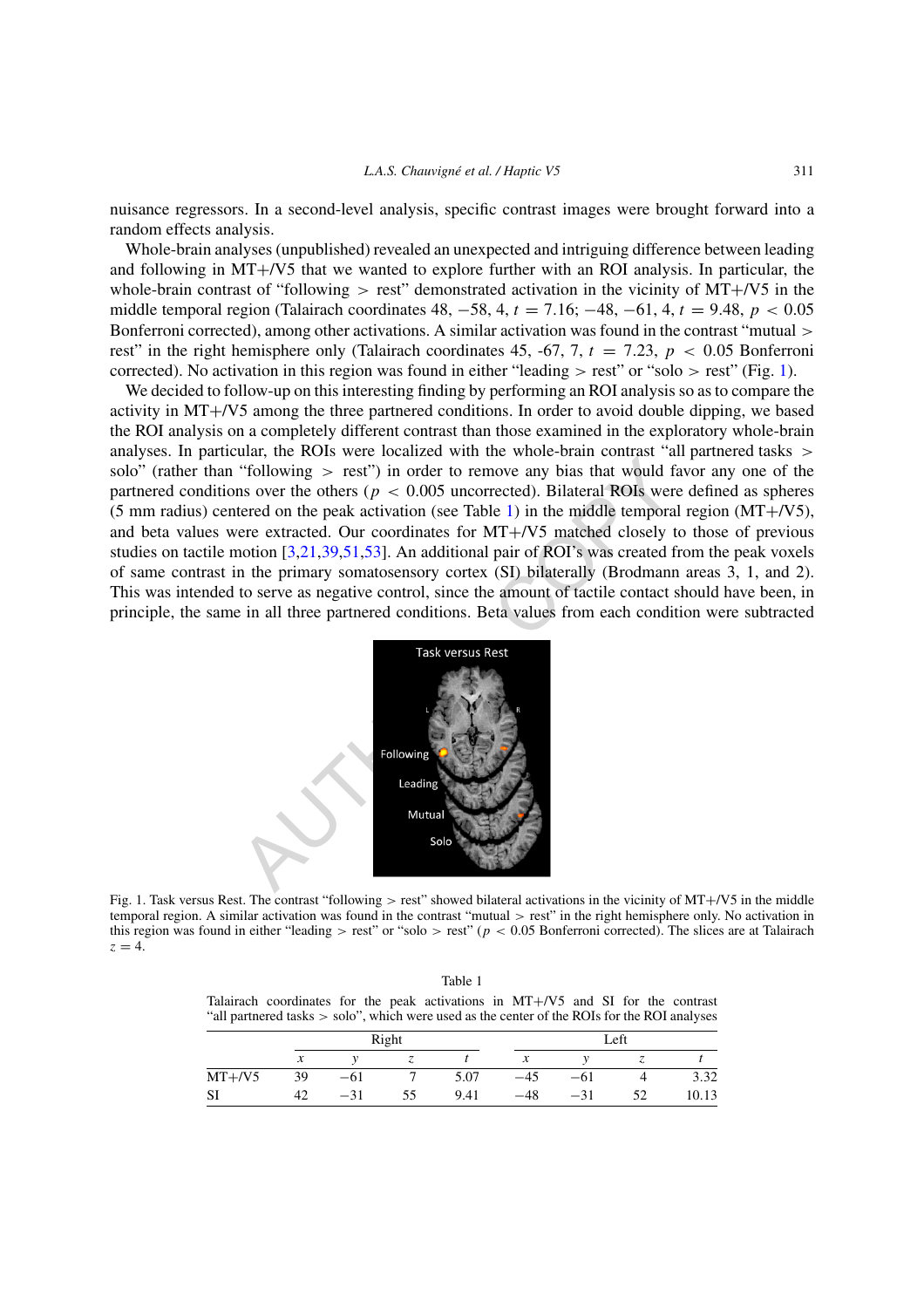nuisance regressors. In a second-level analysis, specific contrast images were brought forward into a random effects analysis.

Whole-brain analyses (unpublished) revealed an unexpected and intriguing difference between leading and following in MT+/V5 that we wanted to explore further with an ROI analysis. In particular, the whole-brain contrast of "following > rest" demonstrated activation in the vicinity of MT+/V5 in the middle temporal region (Talairach coordinates 48, −58, 4, $t = 7.16$; −48, −61, 4, $t = 9.48$, $p < 0.05$ Bonferroni corrected), among other activations. A similar activation was found in the contrast "mutual > rest" in the right hemisphere only (Talairach coordinates 45, -67, 7, $t = 7.23$, $p < 0.05$ Bonferroni corrected). No activation in this region was found in either "leading > rest" or "solo > rest" (Fig. 1).

We decided to follow-up on this interesting finding by performing an ROI analysis so as to compare the activity in MT+/V5 among the three partnered conditions. In order to avoid double dipping, we based the ROI analysis on a completely different contrast than those examined in the exploratory whole-brain analyses. In particular, the ROIs were localized with the whole-brain contrast "all partnered tasks > solo" (rather than "following > rest") in order to remove any bias that would favor any one of the partnered conditions over the others ($p < 0.005$ uncorrected). Bilateral ROIs were defined as spheres (5 mm radius) centered on the peak activation (see Table 1) in the middle temporal region (MT+/V5), and beta values were extracted. Our coordinates for MT+/V5 matched closely to those of previous studies on tactile motion [3,21,39,51,53]. An additional pair of ROI's was created from the peak voxels of same contrast in the primary somatosensory cortex (SI) bilaterally (Brodmann areas 3, 1, and 2). This was intended to serve as negative control, since the amount of tactile contact should have been, in principle, the same in all three partnered conditions. Beta values from each condition were subtracted

Fig. 1. Task versus Rest. The contrast "following > rest" showed bilateral activations in the vicinity of MT+/V5 in the middle temporal region. A similar activation was found in the contrast "mutual > rest" in the right hemisphere only. No activation in this region was found in either "leading > rest" or "solo > rest" ($p < 0.05$ Bonferroni corrected). The slices are at Talairach $z = 4$.

Table 1

Talairach coordinates for the peak activations in MT+/V5 and SI for the contrast "all partnered tasks > solo", which were used as the center of the ROIs for the ROI analyses

| | Right | | | | Left | | | |
|---|---|---|---|---|---|---|---|---|
| | $x$ | $y$ | $z$ | $t$ | $x$ | $y$ | $z$ | $t$ |
| MT+/V5 | 39 | −61 | 7 | 5.07 | −45 | −61 | 4 | 3.32 |
| SI | 42 | −31 | 55 | 9.41 | −48 | −31 | 52 | 10.13 |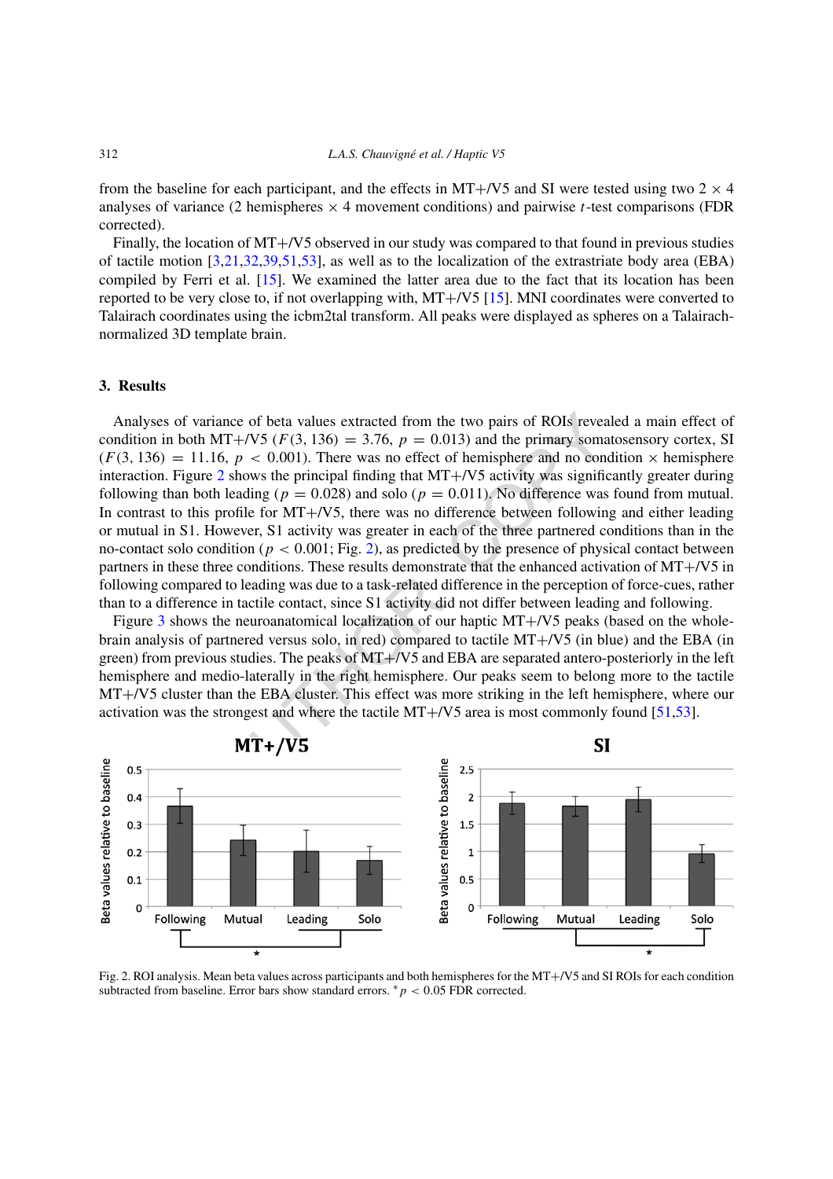from the baseline for each participant, and the effects in MT+/V5 and SI were tested using two 2 × 4 analyses of variance (2 hemispheres × 4 movement conditions) and pairwise $t$-test comparisons (FDR corrected).

Finally, the location of MT+/V5 observed in our study was compared to that found in previous studies of tactile motion [3,21,32,39,51,53], as well as to the localization of the extrastriate body area (EBA) compiled by Ferri et al. [15]. We examined the latter area due to the fact that its location has been reported to be very close to, if not overlapping with, MT+/V5 [15]. MNI coordinates were converted to Talairach coordinates using the icbm2tal transform. All peaks were displayed as spheres on a Talairach-normalized 3D template brain.

## 3. Results

Analyses of variance of beta values extracted from the two pairs of ROIs revealed a main effect of condition in both MT+/V5 ($F(3, 136) = 3.76$, $p = 0.013$) and the primary somatosensory cortex, SI ($F(3, 136) = 11.16$, $p < 0.001$). There was no effect of hemisphere and no condition × hemisphere interaction. Figure 2 shows the principal finding that MT+/V5 activity was significantly greater during following than both leading ($p = 0.028$) and solo ($p = 0.011$). No difference was found from mutual. In contrast to this profile for MT+/V5, there was no difference between following and either leading or mutual in S1. However, S1 activity was greater in each of the three partnered conditions than in the no-contact solo condition ($p < 0.001$; Fig. 2), as predicted by the presence of physical contact between partners in these three conditions. These results demonstrate that the enhanced activation of MT+/V5 in following compared to leading was due to a task-related difference in the perception of force-cues, rather than to a difference in tactile contact, since S1 activity did not differ between leading and following.

Figure 3 shows the neuroanatomical localization of our haptic MT+/V5 peaks (based on the whole-brain analysis of partnered versus solo, in red) compared to tactile MT+/V5 (in blue) and the EBA (in green) from previous studies. The peaks of MT+/V5 and EBA are separated antero-posteriorly in the left hemisphere and medio-laterally in the right hemisphere. Our peaks seem to belong more to the tactile MT+/V5 cluster than the EBA cluster. This effect was more striking in the left hemisphere, where our activation was the strongest and where the tactile MT+/V5 area is most commonly found [51,53].

Fig. 2. ROI analysis. Mean beta values across participants and both hemispheres for the MT+/V5 and SI ROIs for each condition subtracted from baseline. Error bars show standard errors. * $p < 0.05$ FDR corrected.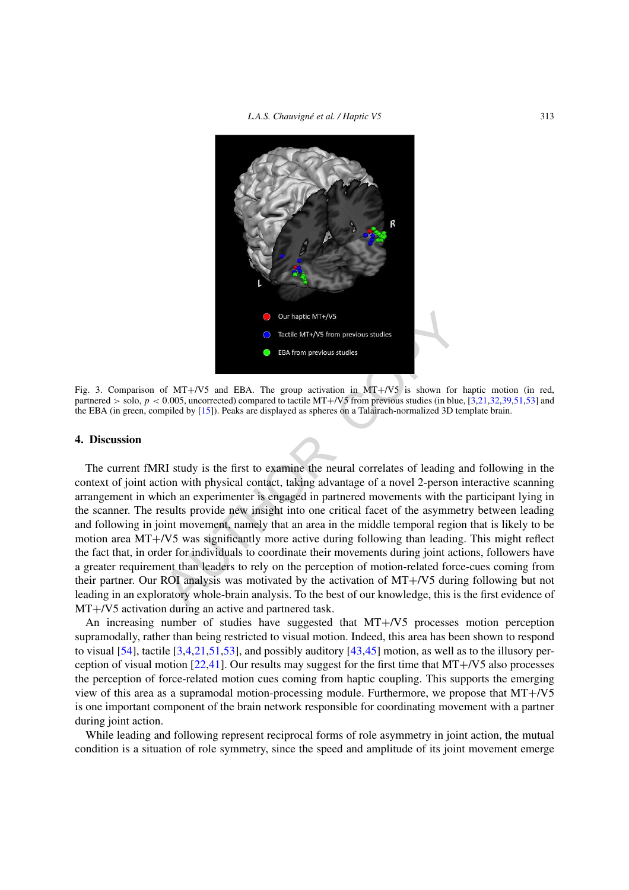Fig. 3. Comparison of MT+/V5 and EBA. The group activation in MT+/V5 is shown for haptic motion (in red, partnered > solo, $p < 0.005$, uncorrected) compared to tactile MT+/V5 from previous studies (in blue, [3,21,32,39,51,53] and the EBA (in green, compiled by [15]). Peaks are displayed as spheres on a Talairach-normalized 3D template brain.

## 4. Discussion

The current fMRI study is the first to examine the neural correlates of leading and following in the context of joint action with physical contact, taking advantage of a novel 2-person interactive scanning arrangement in which an experimenter is engaged in partnered movements with the participant lying in the scanner. The results provide new insight into one critical facet of the asymmetry between leading and following in joint movement, namely that an area in the middle temporal region that is likely to be motion area MT+/V5 was significantly more active during following than leading. This might reflect the fact that, in order for individuals to coordinate their movements during joint actions, followers have a greater requirement than leaders to rely on the perception of motion-related force-cues coming from their partner. Our ROI analysis was motivated by the activation of MT+/V5 during following but not leading in an exploratory whole-brain analysis. To the best of our knowledge, this is the first evidence of MT+/V5 activation during an active and partnered task.

An increasing number of studies have suggested that MT+/V5 processes motion perception supramodally, rather than being restricted to visual motion. Indeed, this area has been shown to respond to visual [54], tactile [3,4,21,51,53], and possibly auditory [43,45] motion, as well as to the illusory perception of visual motion [22,41]. Our results may suggest for the first time that MT+/V5 also processes the perception of force-related motion cues coming from haptic coupling. This supports the emerging view of this area as a supramodal motion-processing module. Furthermore, we propose that MT+/V5 is one important component of the brain network responsible for coordinating movement with a partner during joint action.

While leading and following represent reciprocal forms of role asymmetry in joint action, the mutual condition is a situation of role symmetry, since the speed and amplitude of its joint movement emerge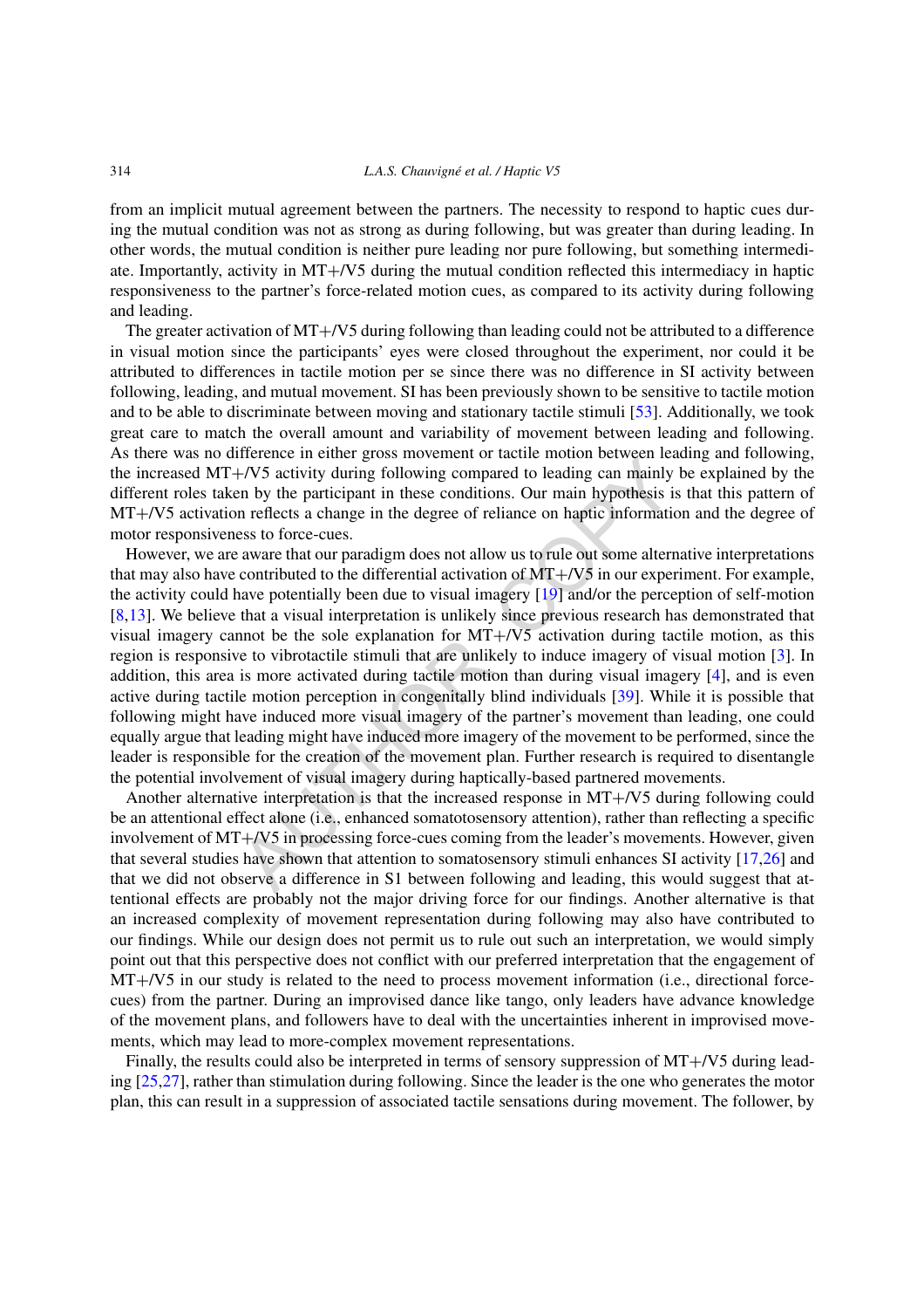from an implicit mutual agreement between the partners. The necessity to respond to haptic cues during the mutual condition was not as strong as during following, but was greater than during leading. In other words, the mutual condition is neither pure leading nor pure following, but something intermediate. Importantly, activity in MT+/V5 during the mutual condition reflected this intermediacy in haptic responsiveness to the partner's force-related motion cues, as compared to its activity during following and leading.

The greater activation of MT+/V5 during following than leading could not be attributed to a difference in visual motion since the participants' eyes were closed throughout the experiment, nor could it be attributed to differences in tactile motion per se since there was no difference in SI activity between following, leading, and mutual movement. SI has been previously shown to be sensitive to tactile motion and to be able to discriminate between moving and stationary tactile stimuli [53]. Additionally, we took great care to match the overall amount and variability of movement between leading and following. As there was no difference in either gross movement or tactile motion between leading and following, the increased MT+/V5 activity during following compared to leading can mainly be explained by the different roles taken by the participant in these conditions. Our main hypothesis is that this pattern of MT+/V5 activation reflects a change in the degree of reliance on haptic information and the degree of motor responsiveness to force-cues.

However, we are aware that our paradigm does not allow us to rule out some alternative interpretations that may also have contributed to the differential activation of MT+/V5 in our experiment. For example, the activity could have potentially been due to visual imagery [19] and/or the perception of self-motion [8,13]. We believe that a visual interpretation is unlikely since previous research has demonstrated that visual imagery cannot be the sole explanation for MT+/V5 activation during tactile motion, as this region is responsive to vibrotactile stimuli that are unlikely to induce imagery of visual motion [3]. In addition, this area is more activated during tactile motion than during visual imagery [4], and is even active during tactile motion perception in congenitally blind individuals [39]. While it is possible that following might have induced more visual imagery of the partner's movement than leading, one could equally argue that leading might have induced more imagery of the movement to be performed, since the leader is responsible for the creation of the movement plan. Further research is required to disentangle the potential involvement of visual imagery during haptically-based partnered movements.

Another alternative interpretation is that the increased response in MT+/V5 during following could be an attentional effect alone (i.e., enhanced somatosensory attention), rather than reflecting a specific involvement of MT+/V5 in processing force-cues coming from the leader's movements. However, given that several studies have shown that attention to somatosensory stimuli enhances SI activity [17,26] and that we did not observe a difference in S1 between following and leading, this would suggest that attentional effects are probably not the major driving force for our findings. Another alternative is that an increased complexity of movement representation during following may also have contributed to our findings. While our design does not permit us to rule out such an interpretation, we would simply point out that this perspective does not conflict with our preferred interpretation that the engagement of MT+/V5 in our study is related to the need to process movement information (i.e., directional force-cues) from the partner. During an improvised dance like tango, only leaders have advance knowledge of the movement plans, and followers have to deal with the uncertainties inherent in improvised movements, which may lead to more-complex movement representations.

Finally, the results could also be interpreted in terms of sensory suppression of MT+/V5 during leading [25,27], rather than stimulation during following. Since the leader is the one who generates the motor plan, this can result in a suppression of associated tactile sensations during movement. The follower, by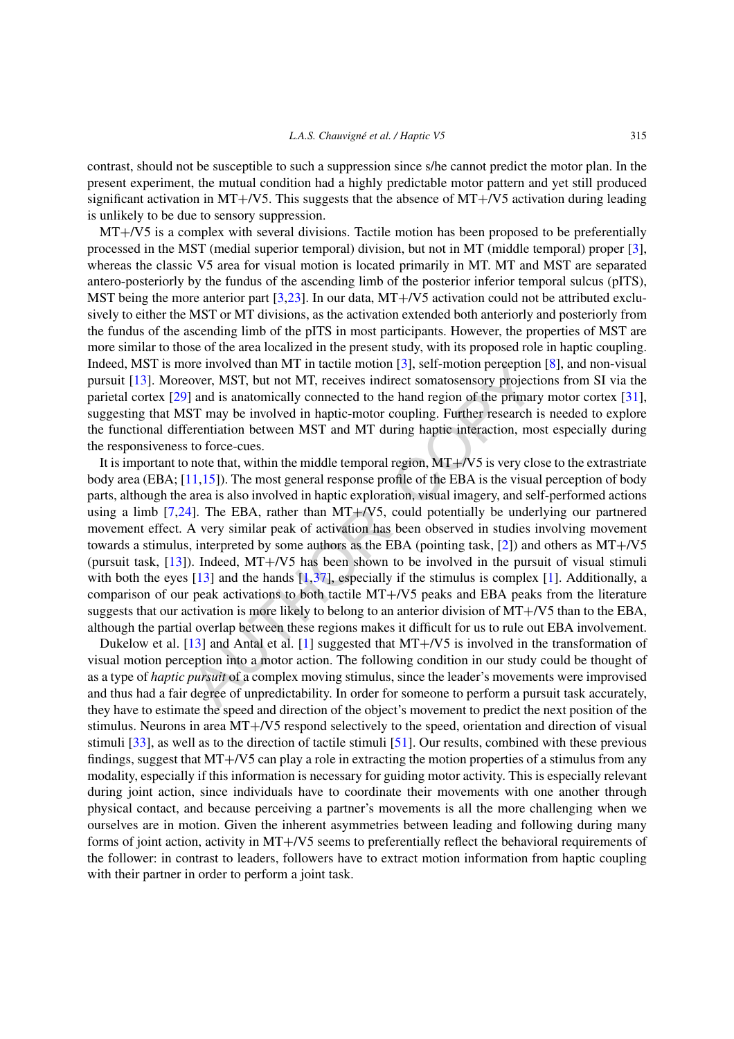contrast, should not be susceptible to such a suppression since s/he cannot predict the motor plan. In the present experiment, the mutual condition had a highly predictable motor pattern and yet still produced significant activation in MT+/V5. This suggests that the absence of MT+/V5 activation during leading is unlikely to be due to sensory suppression.

MT+/V5 is a complex with several divisions. Tactile motion has been proposed to be preferentially processed in the MST (medial superior temporal) division, but not in MT (middle temporal) proper [3], whereas the classic V5 area for visual motion is located primarily in MT. MT and MST are separated antero-posteriorly by the fundus of the ascending limb of the posterior inferior temporal sulcus (pITS), MST being the more anterior part [3,23]. In our data, MT+/V5 activation could not be attributed exclusively to either the MST or MT divisions, as the activation extended both anteriorly and posteriorly from the fundus of the ascending limb of the pITS in most participants. However, the properties of MST are more similar to those of the area localized in the present study, with its proposed role in haptic coupling. Indeed, MST is more involved than MT in tactile motion [3], self-motion perception [8], and non-visual pursuit [13]. Moreover, MST, but not MT, receives indirect somatosensory projections from SI via the parietal cortex [29] and is anatomically connected to the hand region of the primary motor cortex [31], suggesting that MST may be involved in haptic-motor coupling. Further research is needed to explore the functional differentiation between MST and MT during haptic interaction, most especially during the responsiveness to force-cues.

It is important to note that, within the middle temporal region, MT+/V5 is very close to the extrastriate body area (EBA; [11,15]). The most general response profile of the EBA is the visual perception of body parts, although the area is also involved in haptic exploration, visual imagery, and self-performed actions using a limb [7,24]. The EBA, rather than MT+/V5, could potentially be underlying our partnered movement effect. A very similar peak of activation has been observed in studies involving movement towards a stimulus, interpreted by some authors as the EBA (pointing task, [2]) and others as MT+/V5 (pursuit task, [13]). Indeed, MT+/V5 has been shown to be involved in the pursuit of visual stimuli with both the eyes [13] and the hands [1,37], especially if the stimulus is complex [1]. Additionally, a comparison of our peak activations to both tactile MT+/V5 peaks and EBA peaks from the literature suggests that our activation is more likely to belong to an anterior division of MT+/V5 than to the EBA, although the partial overlap between these regions makes it difficult for us to rule out EBA involvement.

Dukelow et al. [13] and Antal et al. [1] suggested that MT+/V5 is involved in the transformation of visual motion perception into a motor action. The following condition in our study could be thought of as a type of *haptic pursuit* of a complex moving stimulus, since the leader's movements were improvised and thus had a fair degree of unpredictability. In order for someone to perform a pursuit task accurately, they have to estimate the speed and direction of the object's movement to predict the next position of the stimulus. Neurons in area MT+/V5 respond selectively to the speed, orientation and direction of visual stimuli [33], as well as to the direction of tactile stimuli [51]. Our results, combined with these previous findings, suggest that MT+/V5 can play a role in extracting the motion properties of a stimulus from any modality, especially if this information is necessary for guiding motor activity. This is especially relevant during joint action, since individuals have to coordinate their movements with one another through physical contact, and because perceiving a partner's movements is all the more challenging when we ourselves are in motion. Given the inherent asymmetries between leading and following during many forms of joint action, activity in MT+/V5 seems to preferentially reflect the behavioral requirements of the follower: in contrast to leaders, followers have to extract motion information from haptic coupling with their partner in order to perform a joint task.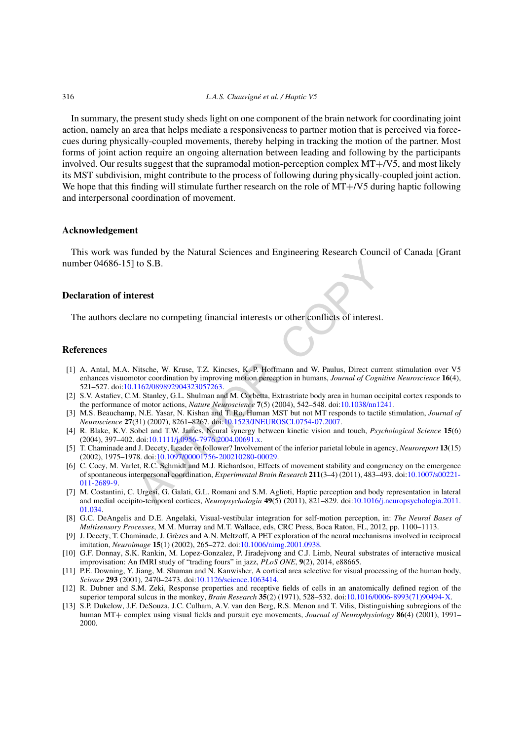In summary, the present study sheds light on one component of the brain network for coordinating joint action, namely an area that helps mediate a responsiveness to partner motion that is perceived via force-cues during physically-coupled movements, thereby helping in tracking the motion of the partner. Most forms of joint action require an ongoing alternation between leading and following by the participants involved. Our results suggest that the supramodal motion-perception complex MT+/V5, and most likely its MST subdivision, might contribute to the process of following during physically-coupled joint action. We hope that this finding will stimulate further research on the role of MT+/V5 during haptic following and interpersonal coordination of movement.

## Acknowledgement

This work was funded by the Natural Sciences and Engineering Research Council of Canada [Grant number 04686-15] to S.B.

## Declaration of interest

The authors declare no competing financial interests or other conflicts of interest.

## References

[1] A. Antal, M.A. Nitsche, W. Kruse, T.Z. Kincses, K.-P. Hoffmann and W. Paulus, Direct current stimulation over V5 enhances visuomotor coordination by improving motion perception in humans, *Journal of Cognitive Neuroscience* **16**(4), 521–527. doi:10.1162/089892904323057263.

[2] S.V. Astafiev, C.M. Stanley, G.L. Shulman and M. Corbetta, Extrastriate body area in human occipital cortex responds to the performance of motor actions, *Nature Neuroscience* **7**(5) (2004), 542–548. doi:10.1038/nn1241.

[3] M.S. Beauchamp, N.E. Yasar, N. Kishan and T. Ro, Human MST but not MT responds to tactile stimulation, *Journal of Neuroscience* **27**(31) (2007), 8261–8267. doi:10.1523/JNEUROSCI.0754-07.2007.

[4] R. Blake, K.V. Sobel and T.W. James, Neural synergy between kinetic vision and touch, *Psychological Science* **15**(6) (2004), 397–402. doi:10.1111/j.0956-7976.2004.00691.x.

[5] T. Chaminade and J. Decety, Leader or follower? Involvement of the inferior parietal lobule in agency, *Neuroreport* **13**(15) (2002), 1975–1978. doi:10.1097/00001756-200210280-00029.

[6] C. Coey, M. Varlet, R.C. Schmidt and M.J. Richardson, Effects of movement stability and congruency on the emergence of spontaneous interpersonal coordination, *Experimental Brain Research* **211**(3–4) (2011), 483–493. doi:10.1007/s00221-011-2689-9.

[7] M. Costantini, C. Urgesi, G. Galati, G.L. Romani and S.M. Aglioti, Haptic perception and body representation in lateral and medial occipito-temporal cortices, *Neuropsychologia* **49**(5) (2011), 821–829. doi:10.1016/j.neuropsychologia.2011.01.034.

[8] G.C. DeAngelis and D.E. Angelaki, Visual-vestibular integration for self-motion perception, in: *The Neural Bases of Multisensory Processes*, M.M. Murray and M.T. Wallace, eds, CRC Press, Boca Raton, FL, 2012, pp. 1100–1113.

[9] J. Decety, T. Chaminade, J. Grèzes and A.N. Meltzoff, A PET exploration of the neural mechanisms involved in reciprocal imitation, *Neuroimage* **15**(1) (2002), 265–272. doi:10.1006/nimg.2001.0938.

[10] G.F. Donnay, S.K. Rankin, M. Lopez-Gonzalez, P. Jiradejvong and C.J. Limb, Neural substrates of interactive musical improvisation: An fMRI study of "trading fours" in jazz, *PLoS ONE*, **9**(2), 2014, e88665.

[11] P.E. Downing, Y. Jiang, M. Shuman and N. Kanwisher, A cortical area selective for visual processing of the human body, *Science* **293** (2001), 2470–2473. doi:10.1126/science.1063414.

[12] R. Dubner and S.M. Zeki, Response properties and receptive fields of cells in an anatomically defined region of the superior temporal sulcus in the monkey, *Brain Research* **35**(2) (1971), 528–532. doi:10.1016/0006-8993(71)90494-X.

[13] S.P. Dukelow, J.F. DeSouza, J.C. Culham, A.V. van den Berg, R.S. Menon and T. Vilis, Distinguishing subregions of the human MT+ complex using visual fields and pursuit eye movements, *Journal of Neurophysiology* **86**(4) (2001), 1991–2000.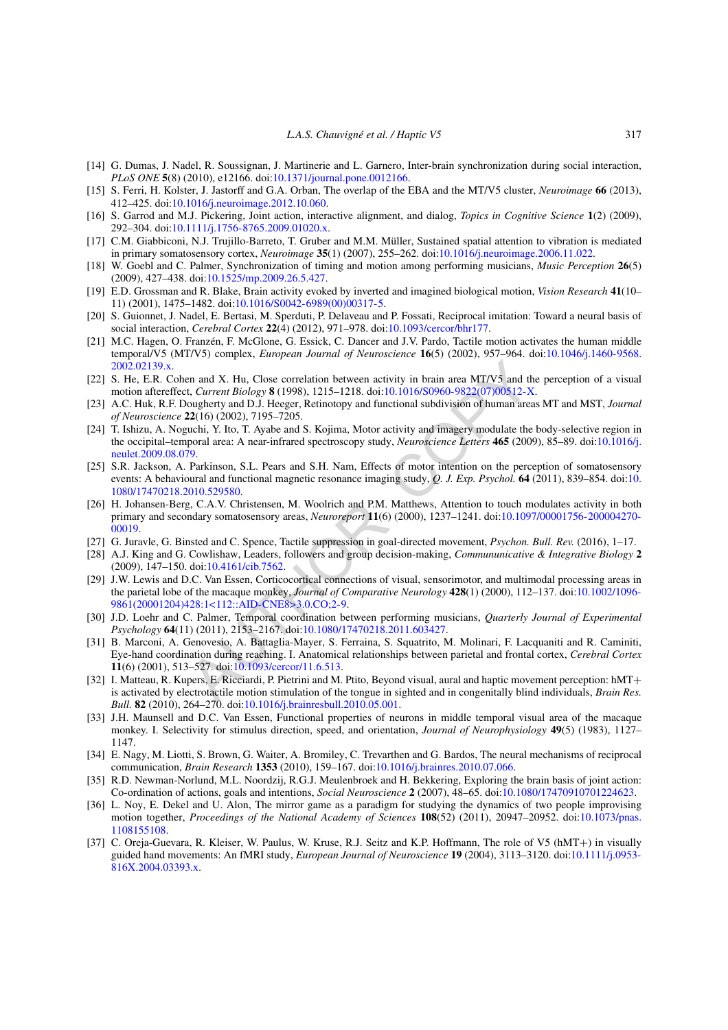[14] G. Dumas, J. Nadel, R. Soussignan, J. Martinerie and L. Garnero, Inter-brain synchronization during social interaction, *PLoS ONE* **5**(8) (2010), e12166. doi:10.1371/journal.pone.0012166.

[15] S. Ferri, H. Kolster, J. Jastorff and G.A. Orban, The overlap of the EBA and the MT/V5 cluster, *Neuroimage* **66** (2013), 412–425. doi:10.1016/j.neuroimage.2012.10.060.

[16] S. Garrod and M.J. Pickering, Joint action, interactive alignment, and dialog, *Topics in Cognitive Science* **1**(2) (2009), 292–304. doi:10.1111/j.1756-8765.2009.01020.x.

[17] C.M. Giabbiconi, N.J. Trujillo-Barreto, T. Gruber and M.M. Müller, Sustained spatial attention to vibration is mediated in primary somatosensory cortex, *Neuroimage* **35**(1) (2007), 255–262. doi:10.1016/j.neuroimage.2006.11.022.

[18] W. Goebl and C. Palmer, Synchronization of timing and motion among performing musicians, *Music Perception* **26**(5) (2009), 427–438. doi:10.1525/mp.2009.26.5.427.

[19] E.D. Grossman and R. Blake, Brain activity evoked by inverted and imagined biological motion, *Vision Research* **41**(10–11) (2001), 1475–1482. doi:10.1016/S0042-6989(00)00317-5.

[20] S. Guionnet, J. Nadel, E. Bertasi, M. Sperduti, P. Delaveau and P. Fossati, Reciprocal imitation: Toward a neural basis of social interaction, *Cerebral Cortex* **22**(4) (2012), 971–978. doi:10.1093/cercor/bhr177.

[21] M.C. Hagen, O. Franzén, F. McGlone, G. Essick, C. Dancer and J.V. Pardo, Tactile motion activates the human middle temporal/V5 (MT/V5) complex, *European Journal of Neuroscience* **16**(5) (2002), 957–964. doi:10.1046/j.1460-9568.2002.02139.x.

[22] S. He, E.R. Cohen and X. Hu, Close correlation between activity in brain area MT/V5 and the perception of a visual motion aftereffect, *Current Biology* **8** (1998), 1215–1218. doi:10.1016/S0960-9822(07)00512-X.

[23] A.C. Huk, R.F. Dougherty and D.J. Heeger, Retinotopy and functional subdivision of human areas MT and MST, *Journal of Neuroscience* **22**(16) (2002), 7195–7205.

[24] T. Ishizu, A. Noguchi, Y. Ito, T. Ayabe and S. Kojima, Motor activity and imagery modulate the body-selective region in the occipital–temporal area: A near-infrared spectroscopy study, *Neuroscience Letters* **465** (2009), 85–89. doi:10.1016/j.neulet.2009.08.079.

[25] S.R. Jackson, A. Parkinson, S.L. Pears and S.H. Nam, Effects of motor intention on the perception of somatosensory events: A behavioural and functional magnetic resonance imaging study, *Q. J. Exp. Psychol.* **64** (2011), 839–854. doi:10.1080/17470218.2010.529580.

[26] H. Johansen-Berg, C.A.V. Christensen, M. Woolrich and P.M. Matthews, Attention to touch modulates activity in both primary and secondary somatosensory areas, *Neuroreport* **11**(6) (2000), 1237–1241. doi:10.1097/00001756-200004270-00019.

[27] G. Juravle, G. Binsted and C. Spence, Tactile suppression in goal-directed movement, *Psychon. Bull. Rev.* (2016), 1–17.

[28] A.J. King and G. Cowlishaw, Leaders, followers and group decision-making, *Communnicative & Integrative Biology* **2** (2009), 147–150. doi:10.4161/cib.7562.

[29] J.W. Lewis and D.C. Van Essen, Corticocortical connections of visual, sensorimotor, and multimodal processing areas in the parietal lobe of the macaque monkey, *Journal of Comparative Neurology* **428**(1) (2000), 112–137. doi:10.1002/1096-9861(20001204)428:1<112::AID-CNE8>3.0.CO;2-9.

[30] J.D. Loehr and C. Palmer, Temporal coordination between performing musicians, *Quarterly Journal of Experimental Psychology* **64**(11) (2011), 2153–2167. doi:10.1080/17470218.2011.603427.

[31] B. Marconi, A. Genovesio, A. Battaglia-Mayer, S. Ferraina, S. Squatrito, M. Molinari, F. Lacquaniti and R. Caminiti, Eye-hand coordination during reaching. I. Anatomical relationships between parietal and frontal cortex, *Cerebral Cortex* **11**(6) (2001), 513–527. doi:10.1093/cercor/11.6.513.

[32] I. Matteau, R. Kupers, E. Ricciardi, P. Pietrini and M. Ptito, Beyond visual, aural and haptic movement perception: hMT+ is activated by electrotactile motion stimulation of the tongue in sighted and in congenitally blind individuals, *Brain Res. Bull.* **82** (2010), 264–270. doi:10.1016/j.brainresbull.2010.05.001.

[33] J.H. Maunsell and D.C. Van Essen, Functional properties of neurons in middle temporal visual area of the macaque monkey. I. Selectivity for stimulus direction, speed, and orientation, *Journal of Neurophysiology* **49**(5) (1983), 1127–1147.

[34] E. Nagy, M. Liotti, S. Brown, G. Waiter, A. Bromiley, C. Trevarthen and G. Bardos, The neural mechanisms of reciprocal communication, *Brain Research* **1353** (2010), 159–167. doi:10.1016/j.brainres.2010.07.066.

[35] R.D. Newman-Norlund, M.L. Noordzij, R.G.J. Meulenbroek and H. Bekkering, Exploring the brain basis of joint action: Co-ordination of actions, goals and intentions, *Social Neuroscience* **2** (2007), 48–65. doi:10.1080/17470910701224623.

[36] L. Noy, E. Dekel and U. Alon, The mirror game as a paradigm for studying the dynamics of two people improvising motion together, *Proceedings of the National Academy of Sciences* **108**(52) (2011), 20947–20952. doi:10.1073/pnas.1108155108.

[37] C. Oreja-Guevara, R. Kleiser, W. Paulus, W. Kruse, R.J. Seitz and K.P. Hoffmann, The role of V5 (hMT+) in visually guided hand movements: An fMRI study, *European Journal of Neuroscience* **19** (2004), 3113–3120. doi:10.1111/j.0953-816X.2004.03393.x.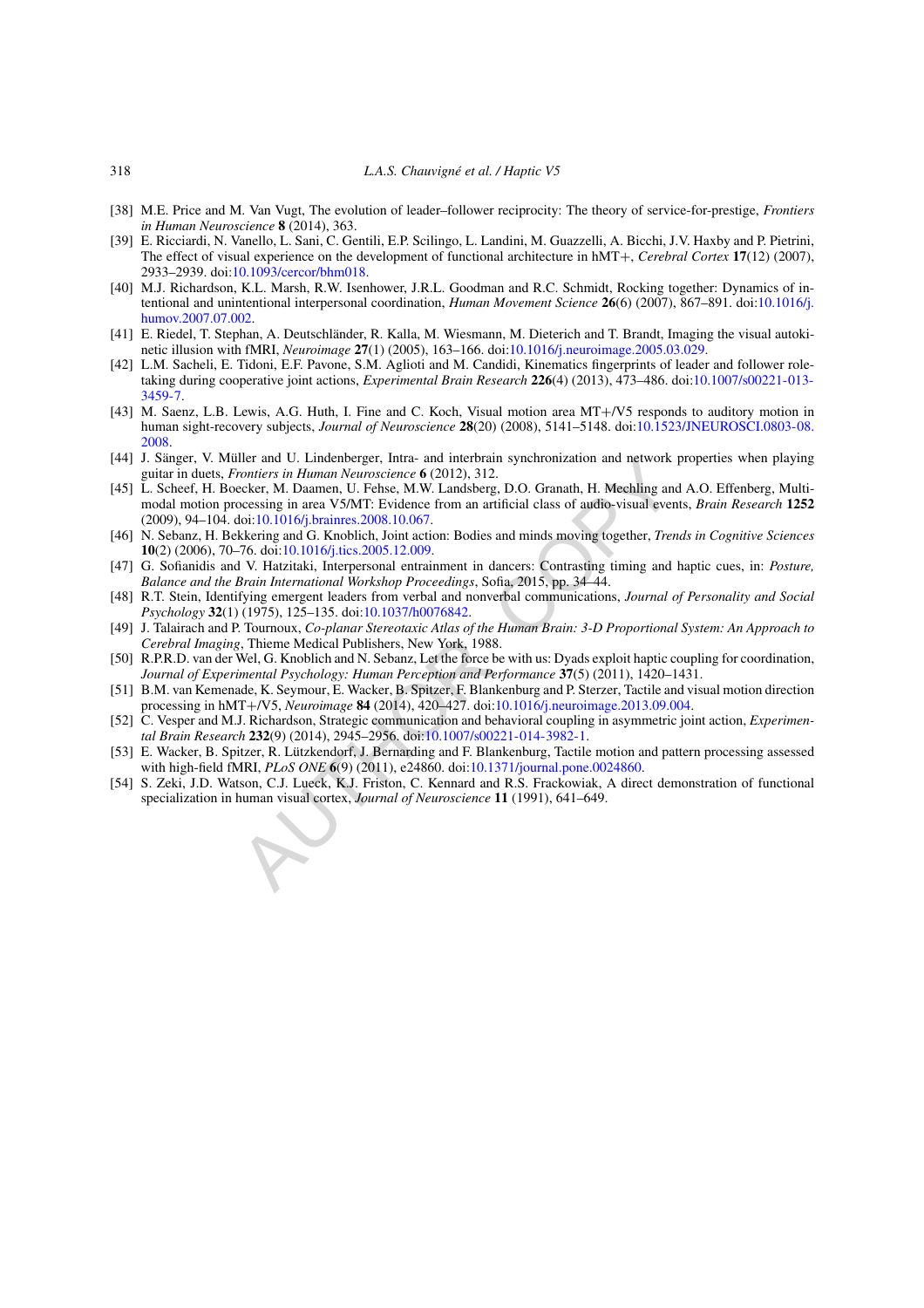[38] M.E. Price and M. Van Vugt, The evolution of leader–follower reciprocity: The theory of service-for-prestige, *Frontiers in Human Neuroscience* **8** (2014), 363.

[39] E. Ricciardi, N. Vanello, L. Sani, C. Gentili, E.P. Scilingo, L. Landini, M. Guazzelli, A. Bicchi, J.V. Haxby and P. Pietrini, The effect of visual experience on the development of functional architecture in hMT+, *Cerebral Cortex* **17**(12) (2007), 2933–2939. doi:10.1093/cercor/bhm018.

[40] M.J. Richardson, K.L. Marsh, R.W. Isenhower, J.R.L. Goodman and R.C. Schmidt, Rocking together: Dynamics of intentional and unintentional interpersonal coordination, *Human Movement Science* **26**(6) (2007), 867–891. doi:10.1016/j.humov.2007.07.002.

[41] E. Riedel, T. Stephan, A. Deutschländer, R. Kalla, M. Wiesmann, M. Dieterich and T. Brandt, Imaging the visual autokinetic illusion with fMRI, *Neuroimage* **27**(1) (2005), 163–166. doi:10.1016/j.neuroimage.2005.03.029.

[42] L.M. Sacheli, E. Tidoni, E.F. Pavone, S.M. Aglioti and M. Candidi, Kinematics fingerprints of leader and follower role-taking during cooperative joint actions, *Experimental Brain Research* **226**(4) (2013), 473–486. doi:10.1007/s00221-013-3459-7.

[43] M. Saenz, L.B. Lewis, A.G. Huth, I. Fine and C. Koch, Visual motion area MT+/V5 responds to auditory motion in human sight-recovery subjects, *Journal of Neuroscience* **28**(20) (2008), 5141–5148. doi:10.1523/JNEUROSCI.0803-08.2008.

[44] J. Sänger, V. Müller and U. Lindenberger, Intra- and interbrain synchronization and network properties when playing guitar in duets, *Frontiers in Human Neuroscience* **6** (2012), 312.

[45] L. Scheef, H. Boecker, M. Daamen, U. Fehse, M.W. Landsberg, D.O. Granath, H. Mechling and A.O. Effenberg, Multimodal motion processing in area V5/MT: Evidence from an artificial class of audio-visual events, *Brain Research* **1252** (2009), 94–104. doi:10.1016/j.brainres.2008.10.067.

[46] N. Sebanz, H. Bekkering and G. Knoblich, Joint action: Bodies and minds moving together, *Trends in Cognitive Sciences* **10**(2) (2006), 70–76. doi:10.1016/j.tics.2005.12.009.

[47] G. Sofianidis and V. Hatzitaki, Interpersonal entrainment in dancers: Contrasting timing and haptic cues, in: *Posture, Balance and the Brain International Workshop Proceedings*, Sofia, 2015, pp. 34–44.

[48] R.T. Stein, Identifying emergent leaders from verbal and nonverbal communications, *Journal of Personality and Social Psychology* **32**(1) (1975), 125–135. doi:10.1037/h0076842.

[49] J. Talairach and P. Tournoux, *Co-planar Stereotaxic Atlas of the Human Brain: 3-D Proportional System: An Approach to Cerebral Imaging*, Thieme Medical Publishers, New York, 1988.

[50] R.P.R.D. van der Wel, G. Knoblich and N. Sebanz, Let the force be with us: Dyads exploit haptic coupling for coordination, *Journal of Experimental Psychology: Human Perception and Performance* **37**(5) (2011), 1420–1431.

[51] B.M. van Kemenade, K. Seymour, E. Wacker, B. Spitzer, F. Blankenburg and P. Sterzer, Tactile and visual motion direction processing in hMT+/V5, *Neuroimage* **84** (2014), 420–427. doi:10.1016/j.neuroimage.2013.09.004.

[52] C. Vesper and M.J. Richardson, Strategic communication and behavioral coupling in asymmetric joint action, *Experimental Brain Research* **232**(9) (2014), 2945–2956. doi:10.1007/s00221-014-3982-1.

[53] E. Wacker, B. Spitzer, R. Lützkendorf, J. Bernarding and F. Blankenburg, Tactile motion and pattern processing assessed with high-field fMRI, *PLoS ONE* **6**(9) (2011), e24860. doi:10.1371/journal.pone.0024860.

[54] S. Zeki, J.D. Watson, C.J. Lueck, K.J. Friston, C. Kennard and R.S. Frackowiak, A direct demonstration of functional specialization in human visual cortex, *Journal of Neuroscience* **11** (1991), 641–649.